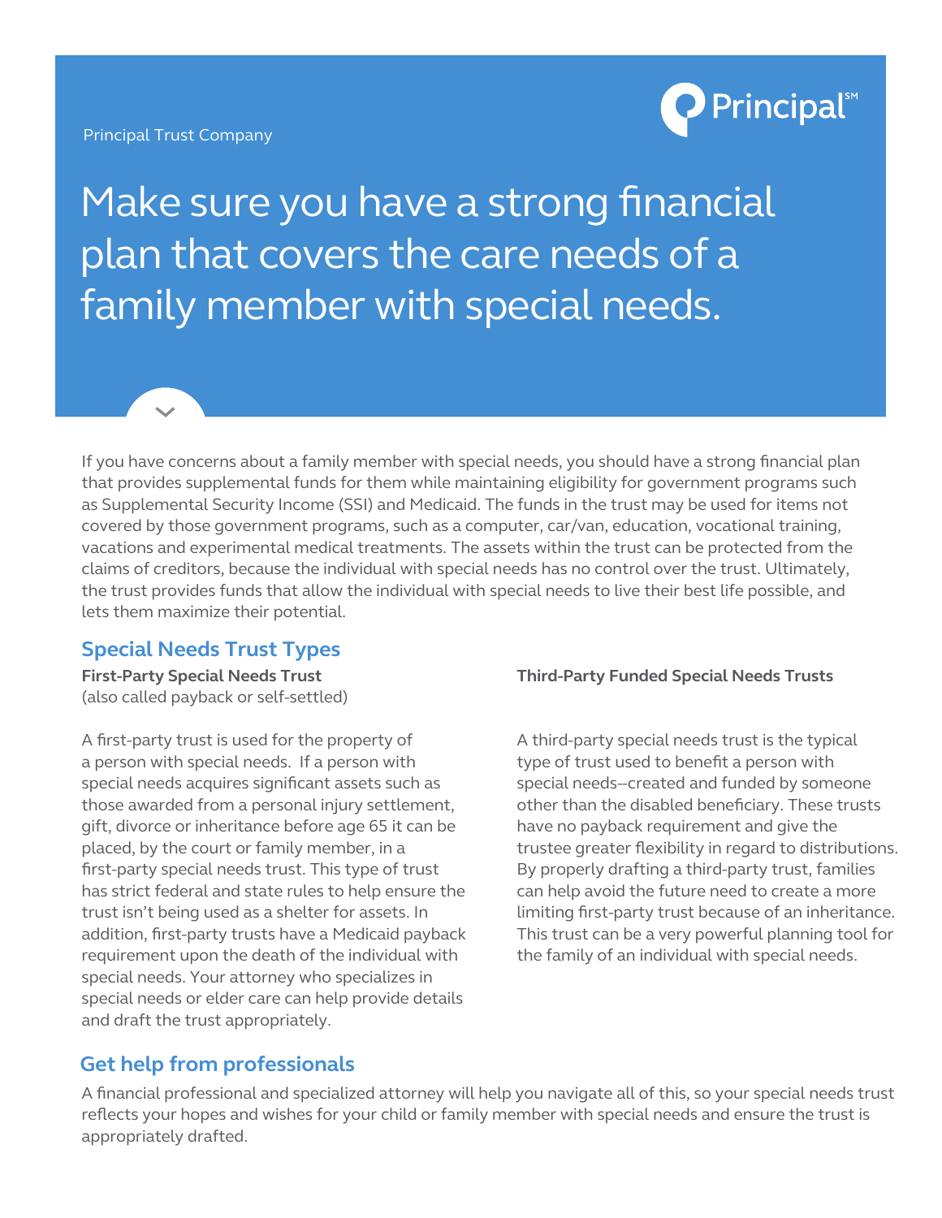Principal Trust Company

# Make sure you have a strong financial plan that covers the care needs of a family member with special needs.

If you have concerns about a family member with special needs, you should have a strong financial plan that provides supplemental funds for them while maintaining eligibility for government programs such as Supplemental Security Income (SSI) and Medicaid. The funds in the trust may be used for items not covered by those government programs, such as a computer, car/van, education, vocational training, vacations and experimental medical treatments. The assets within the trust can be protected from the claims of creditors, because the individual with special needs has no control over the trust. Ultimately, the trust provides funds that allow the individual with special needs to live their best life possible, and lets them maximize their potential.

## Special Needs Trust Types

**First-Party Special Needs Trust**
(also called payback or self-settled)

A first-party trust is used for the property of a person with special needs. If a person with special needs acquires significant assets such as those awarded from a personal injury settlement, gift, divorce or inheritance before age 65 it can be placed, by the court or family member, in a first-party special needs trust. This type of trust has strict federal and state rules to help ensure the trust isn't being used as a shelter for assets. In addition, first-party trusts have a Medicaid payback requirement upon the death of the individual with special needs. Your attorney who specializes in special needs or elder care can help provide details and draft the trust appropriately.

**Third-Party Funded Special Needs Trusts**

A third-party special needs trust is the typical type of trust used to benefit a person with special needs--created and funded by someone other than the disabled beneficiary. These trusts have no payback requirement and give the trustee greater flexibility in regard to distributions. By properly drafting a third-party trust, families can help avoid the future need to create a more limiting first-party trust because of an inheritance. This trust can be a very powerful planning tool for the family of an individual with special needs.

## Get help from professionals

A financial professional and specialized attorney will help you navigate all of this, so your special needs trust reflects your hopes and wishes for your child or family member with special needs and ensure the trust is appropriately drafted.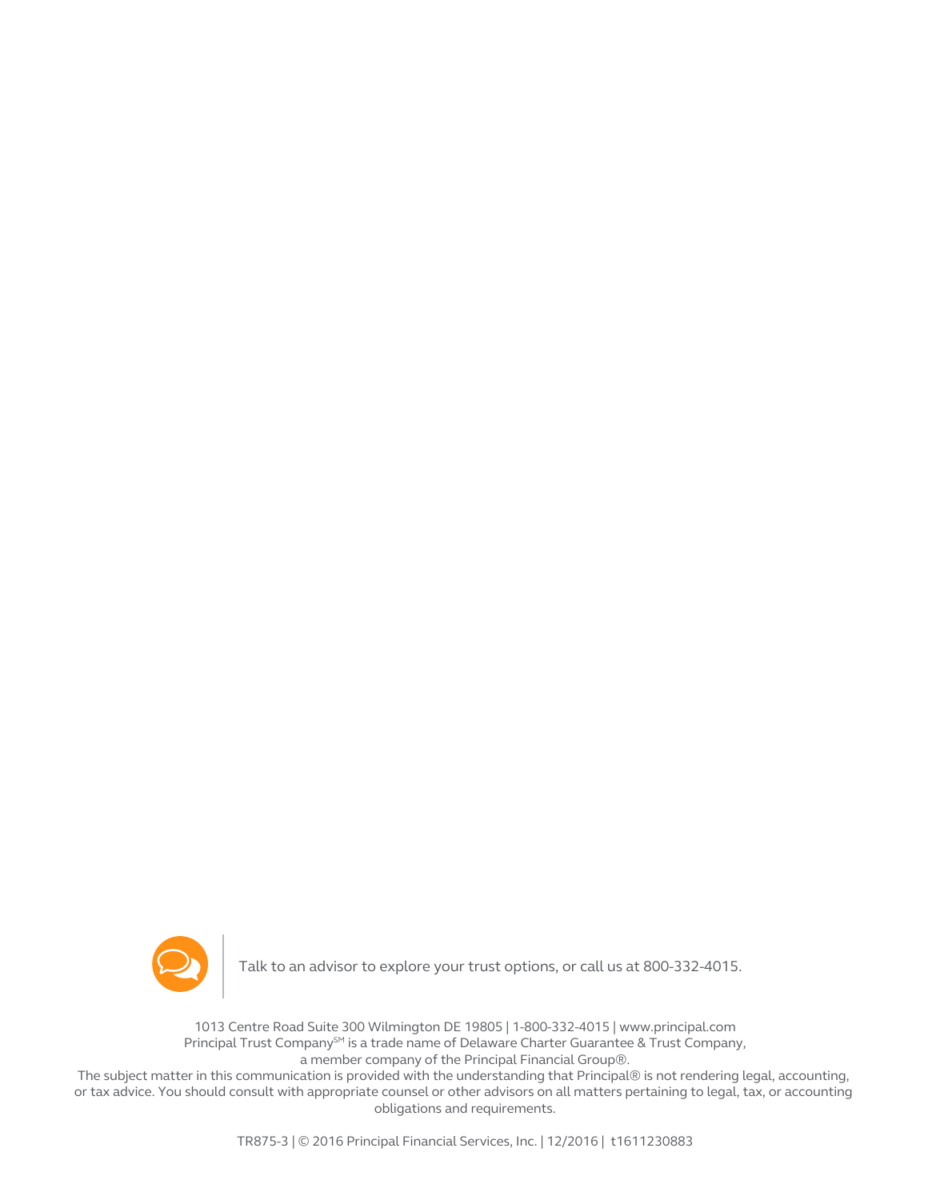Talk to an advisor to explore your trust options, or call us at 800-332-4015.

1013 Centre Road Suite 300 Wilmington DE 19805 | 1-800-332-4015 | www.principal.com
Principal Trust Company℠ is a trade name of Delaware Charter Guarantee & Trust Company,
a member company of the Principal Financial Group®.
The subject matter in this communication is provided with the understanding that Principal® is not rendering legal, accounting, or tax advice. You should consult with appropriate counsel or other advisors on all matters pertaining to legal, tax, or accounting obligations and requirements.

TR875-3 | © 2016 Principal Financial Services, Inc. | 12/2016 | t1611230883